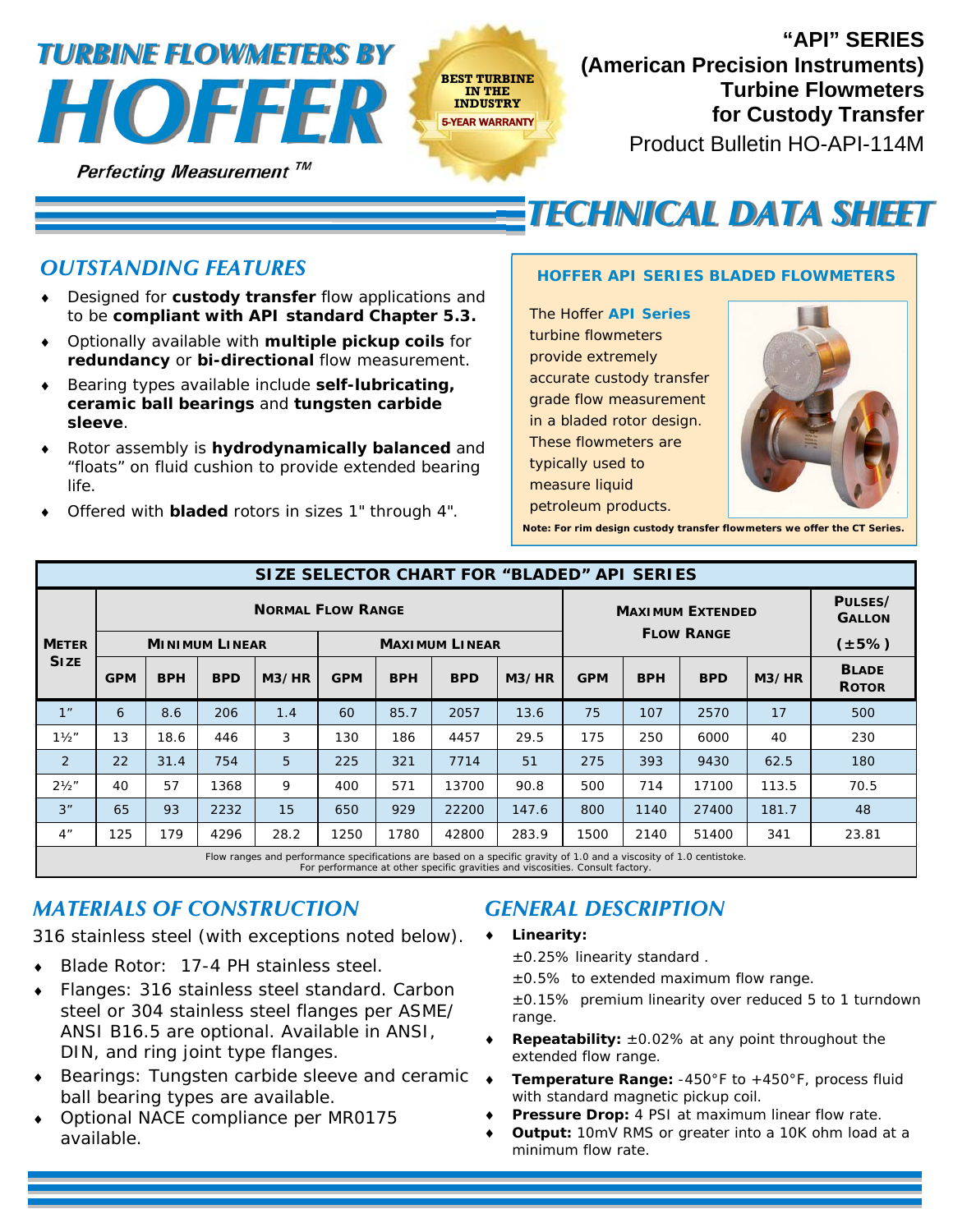# TURBINE FLOWMETERS BY HOFFER

*Perfecting Measurement ™*

BEST TURBINE IN THE INDUSTRY
5-YEAR WARRANTY

## "API" SERIES (American Precision Instruments) Turbine Flowmeters for Custody Transfer

Product Bulletin HO-API-114M

# TECHNICAL DATA SHEET

## OUTSTANDING FEATURES

- Designed for **custody transfer** flow applications and to be **compliant with API standard Chapter 5.3.**
- Optionally available with **multiple pickup coils** for **redundancy** or **bi-directional** flow measurement.
- Bearing types available include **self-lubricating, ceramic ball bearings** and **tungsten carbide sleeve**.
- Rotor assembly is **hydrodynamically balanced** and "floats" on fluid cushion to provide extended bearing life.
- Offered with **bladed** rotors in sizes 1" through 4".

### HOFFER API SERIES BLADED FLOWMETERS

The Hoffer **API Series** turbine flowmeters provide extremely accurate custody transfer grade flow measurement in a bladed rotor design. These flowmeters are typically used to measure liquid petroleum products.

**Note: For rim design custody transfer flowmeters we offer the CT Series.**

### SIZE SELECTOR CHART FOR "BLADED" API SERIES

| Meter Size | Normal Flow Range | | | | | | | | Maximum Extended Flow Range | | | | Pulses/Gallon (±5%) |
|---|---|---|---|---|---|---|---|---|---|---|---|---|---|
| | Minimum Linear | | | | Maximum Linear | | | | | | | | |
| | GPM | BPH | BPD | M3/HR | GPM | BPH | BPD | M3/HR | GPM | BPH | BPD | M3/HR | Blade Rotor |
| 1" | 6 | 8.6 | 206 | 1.4 | 60 | 85.7 | 2057 | 13.6 | 75 | 107 | 2570 | 17 | 500 |
| 1½" | 13 | 18.6 | 446 | 3 | 130 | 186 | 4457 | 29.5 | 175 | 250 | 6000 | 40 | 230 |
| 2 | 22 | 31.4 | 754 | 5 | 225 | 321 | 7714 | 51 | 275 | 393 | 9430 | 62.5 | 180 |
| 2½" | 40 | 57 | 1368 | 9 | 400 | 571 | 13700 | 90.8 | 500 | 714 | 17100 | 113.5 | 70.5 |
| 3" | 65 | 93 | 2232 | 15 | 650 | 929 | 22200 | 147.6 | 800 | 1140 | 27400 | 181.7 | 48 |
| 4" | 125 | 179 | 4296 | 28.2 | 1250 | 1780 | 42800 | 283.9 | 1500 | 2140 | 51400 | 341 | 23.81 |

Flow ranges and performance specifications are based on a specific gravity of 1.0 and a viscosity of 1.0 centistoke. For performance at other specific gravities and viscosities. Consult factory.

## MATERIALS OF CONSTRUCTION

316 stainless steel (with exceptions noted below).

- Blade Rotor: 17-4 PH stainless steel.
- Flanges: 316 stainless steel standard. Carbon steel or 304 stainless steel flanges per ASME/ ANSI B16.5 are optional. Available in ANSI, DIN, and ring joint type flanges.
- Bearings: Tungsten carbide sleeve and ceramic ball bearing types are available.
- Optional NACE compliance per MR0175 available.

## GENERAL DESCRIPTION

- **Linearity:**
  ±0.25% linearity standard .
  ±0.5% to extended maximum flow range.
  ±0.15% premium linearity over reduced 5 to 1 turndown range.
- **Repeatability:** ±0.02% at any point throughout the extended flow range.
- **Temperature Range:** -450°F to +450°F, process fluid with standard magnetic pickup coil.
- **Pressure Drop:** 4 PSI at maximum linear flow rate.
- **Output:** 10mV RMS or greater into a 10K ohm load at a minimum flow rate.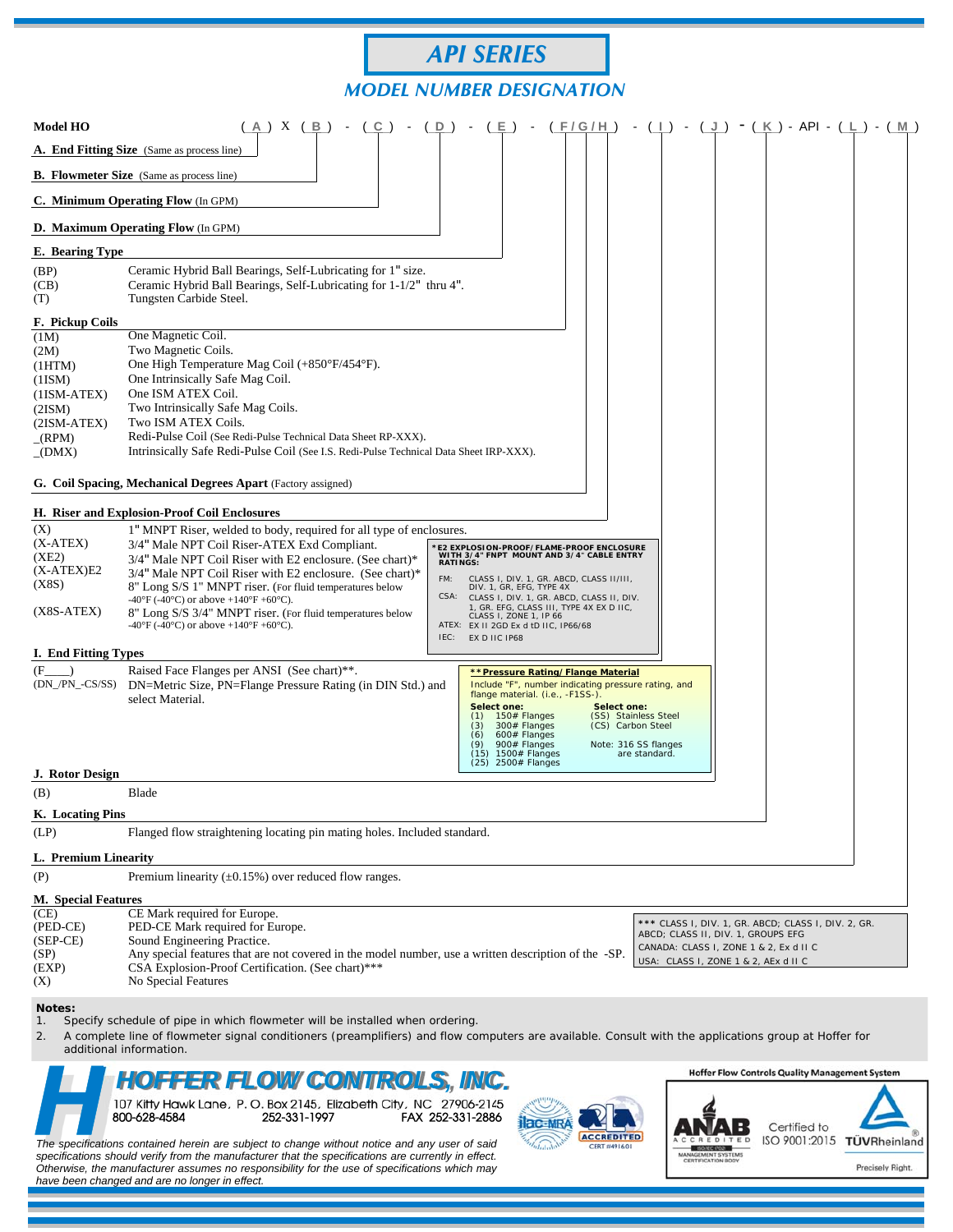# API SERIES

## MODEL NUMBER DESIGNATION

**Model HO** ( A ) X ( B ) - ( C ) - ( D ) - ( E ) - ( F / G / H ) - ( I ) - ( J ) - ( K ) - API - ( L ) - ( M )

**A. End Fitting Size** (Same as process line)

**B. Flowmeter Size** (Same as process line)

**C. Minimum Operating Flow** (In GPM)

**D. Maximum Operating Flow** (In GPM)

**E. Bearing Type**

| | |
|---|---|
| (BP) | Ceramic Hybrid Ball Bearings, Self-Lubricating for 1" size. |
| (CB) | Ceramic Hybrid Ball Bearings, Self-Lubricating for 1-1/2" thru 4". |
| (T) | Tungsten Carbide Steel. |

**F. Pickup Coils**

| | |
|---|---|
| (1M) | One Magnetic Coil. |
| (2M) | Two Magnetic Coils. |
| (1HTM) | One High Temperature Mag Coil (+850°F/454°F). |
| (1ISM) | One Intrinsically Safe Mag Coil. |
| (1ISM-ATEX) | One ISM ATEX Coil. |
| (2ISM) | Two Intrinsically Safe Mag Coils. |
| (2ISM-ATEX) | Two ISM ATEX Coils. |
| _(RPM) | Redi-Pulse Coil (See Redi-Pulse Technical Data Sheet RP-XXX). |
| _(DMX) | Intrinsically Safe Redi-Pulse Coil (See I.S. Redi-Pulse Technical Data Sheet IRP-XXX). |

**G. Coil Spacing, Mechanical Degrees Apart** (Factory assigned)

**H. Riser and Explosion-Proof Coil Enclosures**

| | |
|---|---|
| (X) | 1" MNPT Riser, welded to body, required for all type of enclosures. |
| (X-ATEX) | 3/4" Male NPT Coil Riser-ATEX Exd Compliant. |
| (XE2) | 3/4" Male NPT Coil Riser with E2 enclosure. (See chart)* |
| (X-ATEX)E2 | 3/4" Male NPT Coil Riser with E2 enclosure. (See chart)* |
| (X8S) | 8" Long S/S 1" MNPT riser. (For fluid temperatures below -40°F (-40°C) or above +140°F +60°C). |
| (X8S-ATEX) | 8" Long S/S 3/4" MNPT riser. (For fluid temperatures below -40°F (-40°C) or above +140°F +60°C). |

**\*E2 EXPLOSION-PROOF/FLAME-PROOF ENCLOSURE WITH 3/4" FNPT MOUNT AND 3/4" CABLE ENTRY RATINGS:**

| | |
|---|---|
| FM: | CLASS I, DIV. 1, GR. ABCD, CLASS II/III, DIV. 1, GR, EFG, TYPE 4X |
| CSA: | CLASS I, DIV. 1, GR. ABCD, CLASS II, DIV. 1, GR. EFG, CLASS III, TYPE 4X EX D IIC, CLASS I, ZONE 1, IP 66 |
| ATEX: | EX II 2GD Ex d tD IIC, IP66/68 |
| IEC: | EX D IIC IP68 |

**I. End Fitting Types**

| | |
|---|---|
| (F____) | Raised Face Flanges per ANSI (See chart)**. |
| (DN_/PN_-CS/SS) | DN=Metric Size, PN=Flange Pressure Rating (in DIN Std.) and select Material. |

**\*\*Pressure Rating/Flange Material**

Include "F", number indicating pressure rating, and flange material. (i.e., -F1SS-).

| Select one: | Select one: |
|---|---|
| (1) 150# Flanges | (SS) Stainless Steel |
| (3) 300# Flanges | (CS) Carbon Steel |
| (6) 600# Flanges | |
| (9) 900# Flanges | Note: 316 SS flanges are standard. |
| (15) 1500# Flanges | |
| (25) 2500# Flanges | |

**J. Rotor Design**

| | |
|---|---|
| (B) | Blade |

**K. Locating Pins**

| | |
|---|---|
| (LP) | Flanged flow straightening locating pin mating holes. Included standard. |

**L. Premium Linearity**

| | |
|---|---|
| (P) | Premium linearity (±0.15%) over reduced flow ranges. |

**M. Special Features**

| | |
|---|---|
| (CE) | CE Mark required for Europe. |
| (PED-CE) | PED-CE Mark required for Europe. |
| (SEP-CE) | Sound Engineering Practice. |
| (SP) | Any special features that are not covered in the model number, use a written description of the -SP. |
| (EXP) | CSA Explosion-Proof Certification. (See chart)*** |
| (X) | No Special Features |

\*\*\* CLASS I, DIV. 1, GR. ABCD; CLASS I, DIV. 2, GR. ABCD; CLASS II, DIV. 1, GROUPS EFG
CANADA: CLASS I, ZONE 1 & 2, Ex d II C
USA: CLASS I, ZONE 1 & 2, AEx d II C

**Notes:**

1. Specify schedule of pipe in which flowmeter will be installed when ordering.
2. A complete line of flowmeter signal conditioners (preamplifiers) and flow computers are available. Consult with the applications group at Hoffer for additional information.

**HOFFER FLOW CONTROLS, INC.**
107 Kitty Hawk Lane, P. O. Box 2145, Elizabeth City, NC 27906-2145
800-628-4584 252-331-1997 FAX 252-331-2886

*The specifications contained herein are subject to change without notice and any user of said specifications should verify from the manufacturer that the specifications are currently in effect. Otherwise, the manufacturer assumes no responsibility for the use of specifications which may have been changed and are no longer in effect.*

ilac-MRA A2LA ACCREDITED CERT #4916.01

Hoffer Flow Controls Quality Management System
ANAB ACCREDITED ISO/IEC 17021 MANAGEMENT SYSTEMS CERTIFICATION BODY
Certified to ISO 9001:2015 TÜVRheinland® Precisely Right.